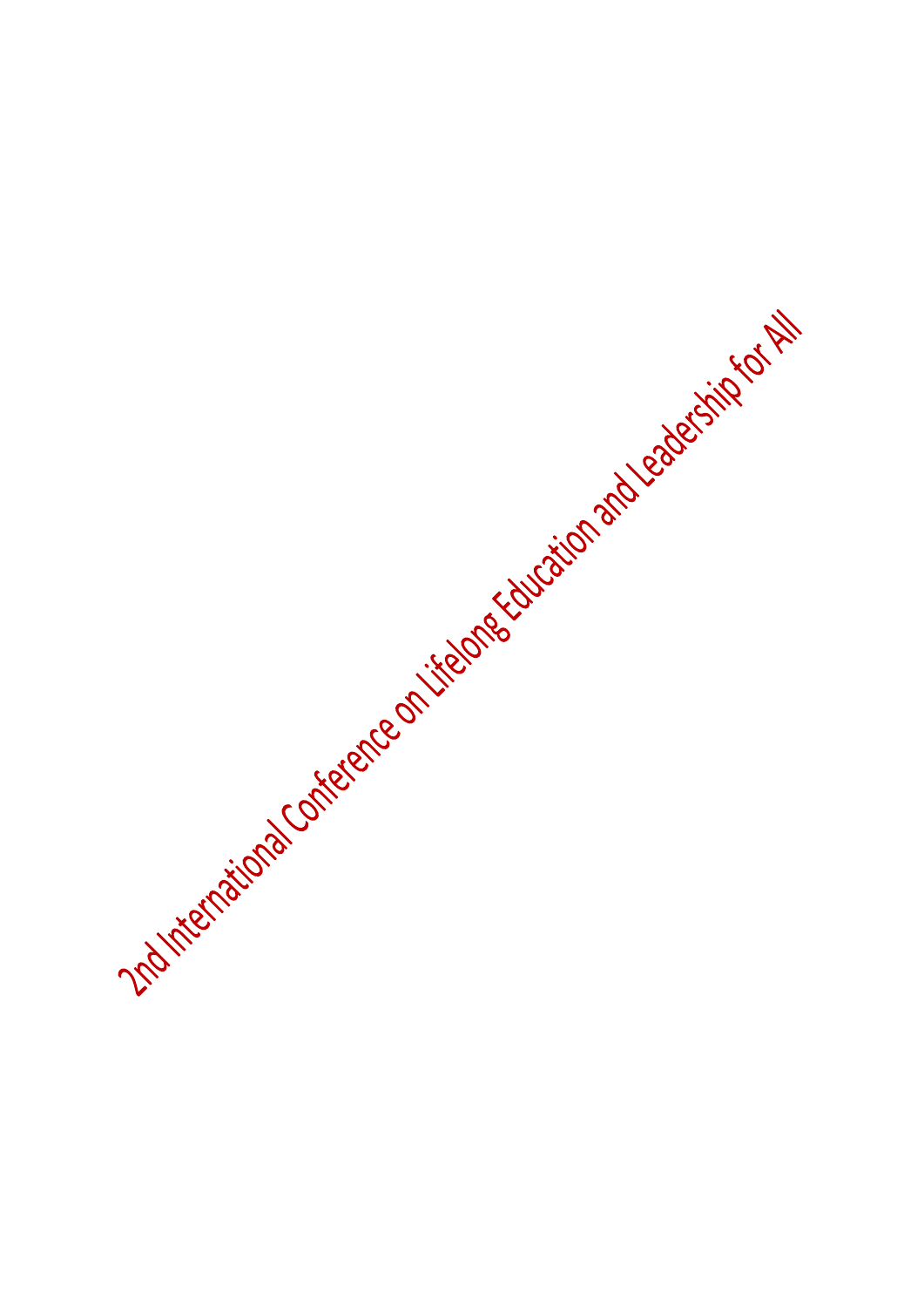2nd International Conference on Lifelong Education and Leadership for All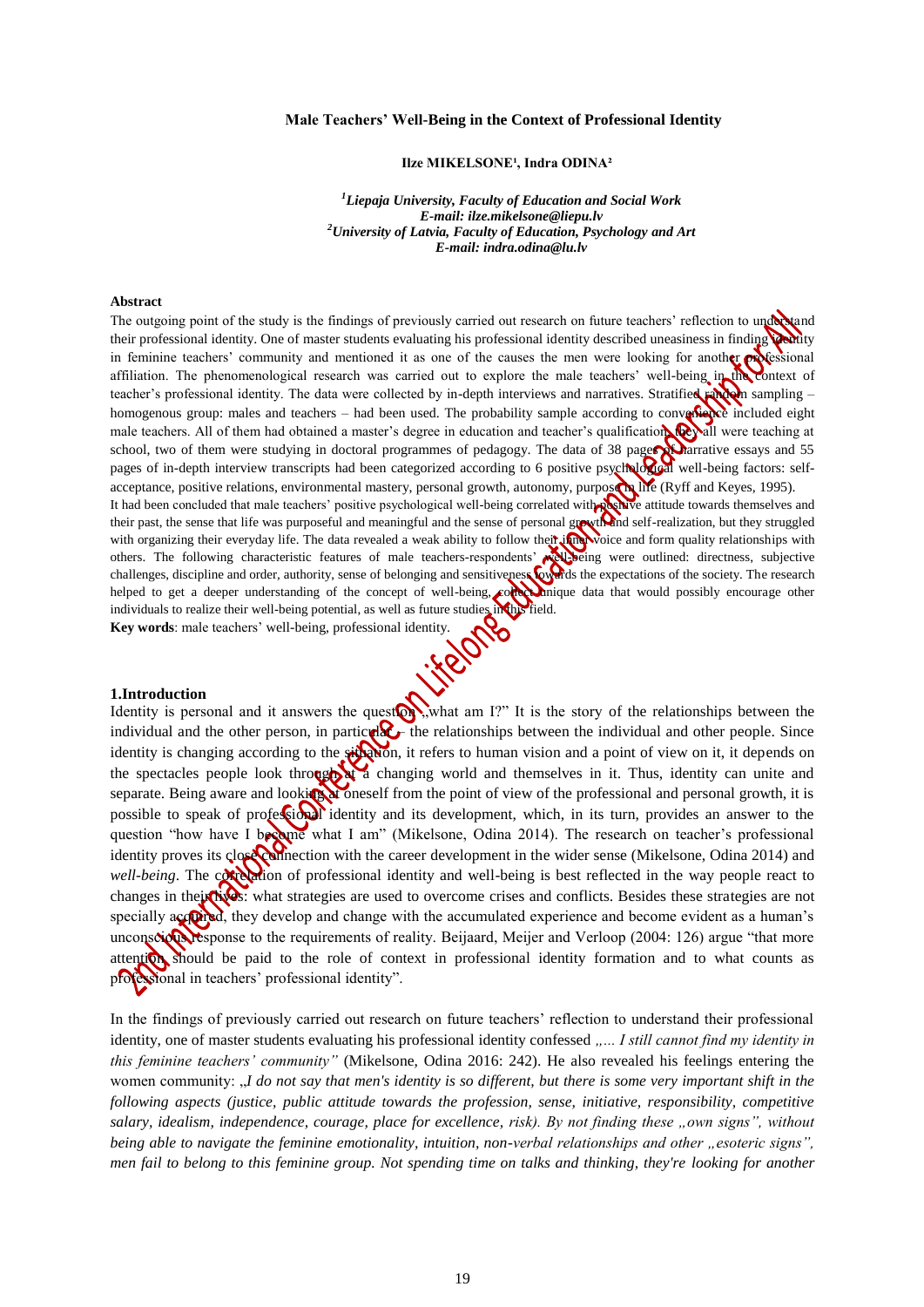**Male Teachers' Well-Being in the Context of Professional Identity**

**Ilze MIKELSONE[1], Indra ODINA[2]**

*[1]Liepaja University, Faculty of Education and Social Work*
*E-mail: ilze.mikelsone@liepu.lv*
*[2]University of Latvia, Faculty of Education, Psychology and Art*
*E-mail: indra.odina@lu.lv*

**Abstract**

The outgoing point of the study is the findings of previously carried out research on future teachers' reflection to understand their professional identity. One of master students evaluating his professional identity described uneasiness in finding identity in feminine teachers' community and mentioned it as one of the causes the men were looking for another professional affiliation. The phenomenological research was carried out to explore the male teachers' well-being in the context of teacher's professional identity. The data were collected by in-depth interviews and narratives. Stratified random sampling – homogenous group: males and teachers – had been used. The probability sample according to convenience included eight male teachers. All of them had obtained a master's degree in education and teacher's qualification, they all were teaching at school, two of them were studying in doctoral programmes of pedagogy. The data of 38 pages of narrative essays and 55 pages of in-depth interview transcripts had been categorized according to 6 positive psychological well-being factors: self-acceptance, positive relations, environmental mastery, personal growth, autonomy, purpose in life (Ryff and Keyes, 1995).
It had been concluded that male teachers' positive psychological well-being correlated with positive attitude towards themselves and their past, the sense that life was purposeful and meaningful and the sense of personal growth and self-realization, but they struggled with organizing their everyday life. The data revealed a weak ability to follow their inner voice and form quality relationships with others. The following characteristic features of male teachers-respondents' well-being were outlined: directness, subjective challenges, discipline and order, authority, sense of belonging and sensitiveness towards the expectations of the society. The research helped to get a deeper understanding of the concept of well-being, collect unique data that would possibly encourage other individuals to realize their well-being potential, as well as future studies in this field.
**Key words**: male teachers' well-being, professional identity.

## 1.Introduction

Identity is personal and it answers the question „what am I?" It is the story of the relationships between the individual and the other person, in particular – the relationships between the individual and other people. Since identity is changing according to the situation, it refers to human vision and a point of view on it, it depends on the spectacles people look through at a changing world and themselves in it. Thus, identity can unite and separate. Being aware and looking at oneself from the point of view of the professional and personal growth, it is possible to speak of professional identity and its development, which, in its turn, provides an answer to the question "how have I become what I am" (Mikelsone, Odina 2014). The research on teacher's professional identity proves its close connection with the career development in the wider sense (Mikelsone, Odina 2014) and *well-being*. The correlation of professional identity and well-being is best reflected in the way people react to changes in their lives: what strategies are used to overcome crises and conflicts. Besides these strategies are not specially acquired, they develop and change with the accumulated experience and become evident as a human's unconscious response to the requirements of reality. Beijaard, Meijer and Verloop (2004: 126) argue "that more attention should be paid to the role of context in professional identity formation and to what counts as professional in teachers' professional identity".

In the findings of previously carried out research on future teachers' reflection to understand their professional identity, one of master students evaluating his professional identity confessed *„... I still cannot find my identity in this feminine teachers' community"* (Mikelsone, Odina 2016: 242). He also revealed his feelings entering the women community: *„I do not say that men's identity is so different, but there is some very important shift in the following aspects (justice, public attitude towards the profession, sense, initiative, responsibility, competitive salary, idealism, independence, courage, place for excellence, risk). By not finding these „own signs", without being able to navigate the feminine emotionality, intuition, non-verbal relationships and other „esoteric signs", men fail to belong to this feminine group. Not spending time on talks and thinking, they're looking for another*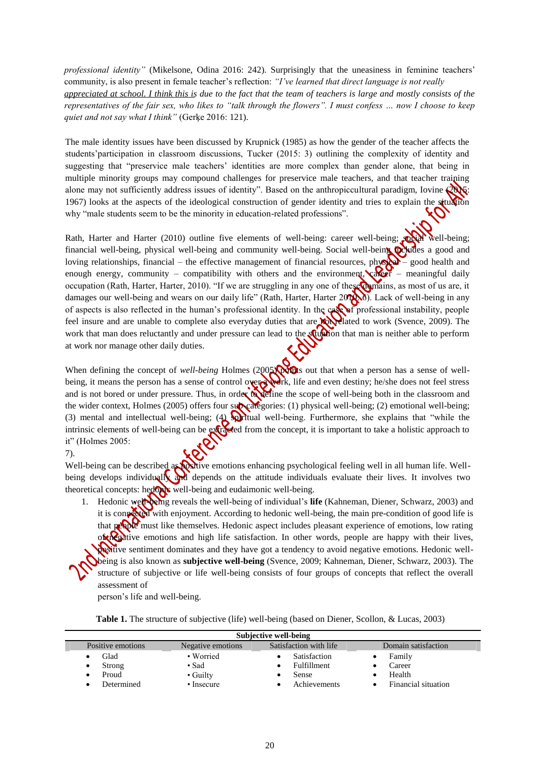*professional identity"* (Mikelsone, Odina 2016: 242). Surprisingly that the uneasiness in feminine teachers' community, is also present in female teacher's reflection: *"I've learned that direct language is not really appreciated at school. I think this is due to the fact that the team of teachers is large and mostly consists of the representatives of the fair sex, who likes to "talk through the flowers". I must confess … now I choose to keep quiet and not say what I think"* (Gerķe 2016: 121).

The male identity issues have been discussed by Krupnick (1985) as how the gender of the teacher affects the students'participation in classroom discussions, Tucker (2015: 3) outlining the complexity of identity and suggesting that "preservice male teachers' identities are more complex than gender alone, that being in multiple minority groups may compound challenges for preservice male teachers, and that teacher training alone may not sufficiently address issues of identity". Based on the anthropiccultural paradigm, Iovine (2015: 1967) looks at the aspects of the ideological construction of gender identity and tries to explain the situation why "male students seem to be the minority in education-related professions".

Rath, Harter and Harter (2010) outline five elements of well-being: career well-being; social well-being; financial well-being, physical well-being and community well-being. Social well-being includes a good and loving relationships, financial – the effective management of financial resources, physical – good health and enough energy, community – compatibility with others and the environment, career – meaningful daily occupation (Rath, Harter, Harter, 2010). "If we are struggling in any one of these domains, as most of us are, it damages our well-being and wears on our daily life" (Rath, Harter, Harter 2010: 6). Lack of well-being in any of aspects is also reflected in the human's professional identity. In the case of professional instability, people feel insure and are unable to complete also everyday duties that are not related to work (Svence, 2009). The work that man does reluctantly and under pressure can lead to the situation that man is neither able to perform at work nor manage other daily duties.

When defining the concept of *well-being* Holmes (2005) points out that when a person has a sense of well-being, it means the person has a sense of control over a work, life and even destiny; he/she does not feel stress and is not bored or under pressure. Thus, in order to define the scope of well-being both in the classroom and the wider context, Holmes (2005) offers four sub-categories: (1) physical well-being; (2) emotional well-being; (3) mental and intellectual well-being; (4) spiritual well-being. Furthermore, she explains that "while the intrinsic elements of well-being can be extracted from the concept, it is important to take a holistic approach to it" (Holmes 2005: 7).

Well-being can be described as positive emotions enhancing psychological feeling well in all human life. Well-being develops individually and depends on the attitude individuals evaluate their lives. It involves two theoretical concepts: hedonic well-being and eudaimonic well-being.

1. Hedonic well-being reveals the well-being of individual's **life** (Kahneman, Diener, Schwarz, 2003) and it is connected with enjoyment. According to hedonic well-being, the main pre-condition of good life is that people must like themselves. Hedonic aspect includes pleasant experience of emotions, low rating of negative emotions and high life satisfaction. In other words, people are happy with their lives, positive sentiment dominates and they have got a tendency to avoid negative emotions. Hedonic well-being is also known as **subjective well-being** (Svence, 2009; Kahneman, Diener, Schwarz, 2003). The structure of subjective or life well-being consists of four groups of concepts that reflect the overall assessment of person's life and well-being.

**Table 1.** The structure of subjective (life) well-being (based on Diener, Scollon, & Lucas, 2003)

| Subjective well-being | | | |
|---|---|---|---|
| Positive emotions | Negative emotions | Satisfaction with life | Domain satisfaction |
| • Glad<br>• Strong<br>• Proud<br>• Determined | • Worried<br>• Sad<br>• Guilty<br>• Insecure | • Satisfaction<br>• Fulfillment<br>• Sense<br>• Achievements | • Family<br>• Career<br>• Health<br>• Financial situation |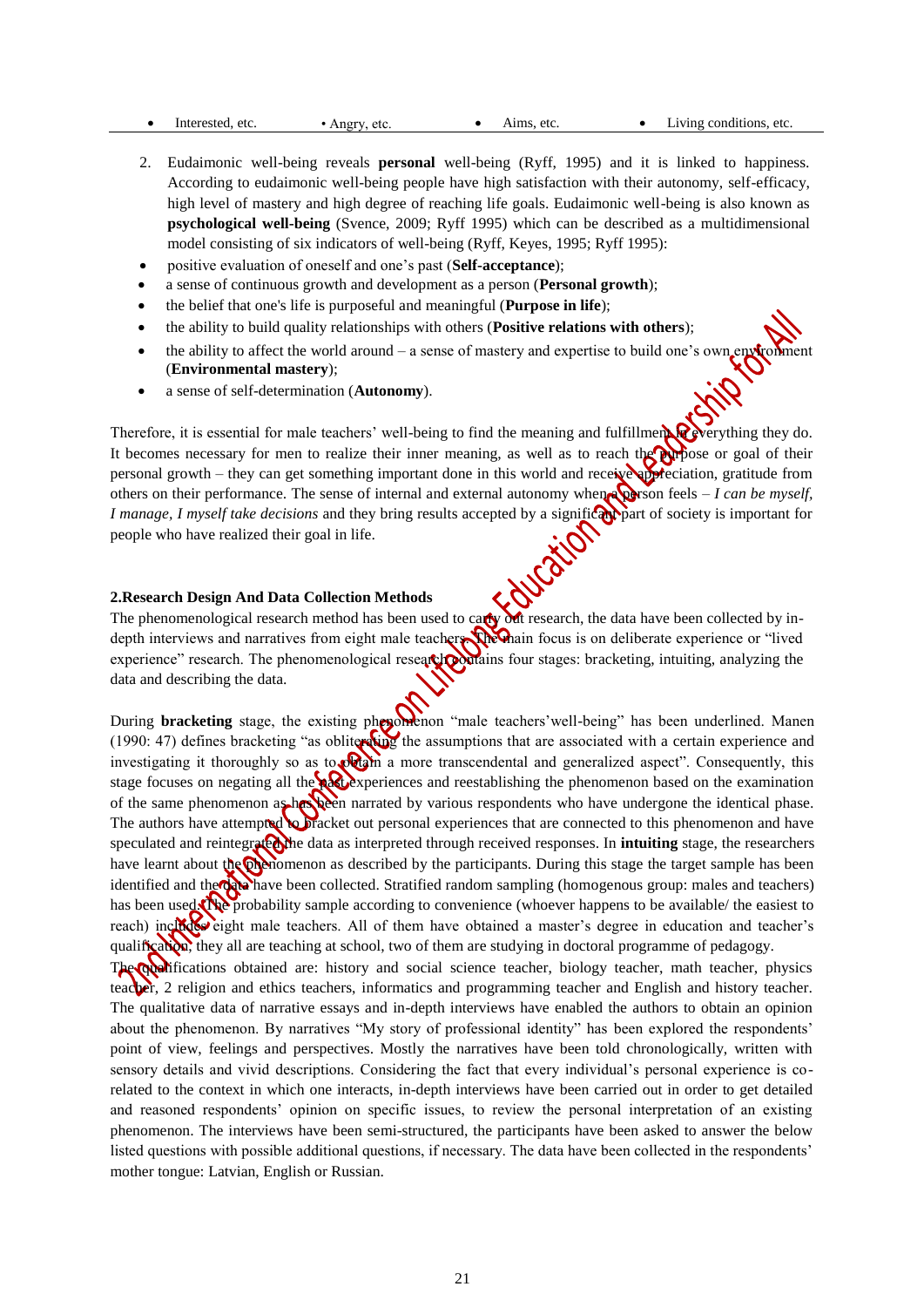| • Interested, etc. | • Angry, etc. | • Aims, etc. | • Living conditions, etc. |
|---|---|---|---|

2. Eudaimonic well-being reveals **personal** well-being (Ryff, 1995) and it is linked to happiness. According to eudaimonic well-being people have high satisfaction with their autonomy, self-efficacy, high level of mastery and high degree of reaching life goals. Eudaimonic well-being is also known as **psychological well-being** (Svence, 2009; Ryff 1995) which can be described as a multidimensional model consisting of six indicators of well-being (Ryff, Keyes, 1995; Ryff 1995):

- positive evaluation of oneself and one's past (**Self-acceptance**);
- a sense of continuous growth and development as a person (**Personal growth**);
- the belief that one's life is purposeful and meaningful (**Purpose in life**);
- the ability to build quality relationships with others (**Positive relations with others**);
- the ability to affect the world around – a sense of mastery and expertise to build one's own environment (**Environmental mastery**);
- a sense of self-determination (**Autonomy**).

Therefore, it is essential for male teachers' well-being to find the meaning and fulfillment in everything they do. It becomes necessary for men to realize their inner meaning, as well as to reach the purpose or goal of their personal growth – they can get something important done in this world and receive appreciation, gratitude from others on their performance. The sense of internal and external autonomy when a person feels – *I can be myself, I manage, I myself take decisions* and they bring results accepted by a significant part of society is important for people who have realized their goal in life.

## 2.Research Design And Data Collection Methods

The phenomenological research method has been used to carry out research, the data have been collected by in-depth interviews and narratives from eight male teachers. The main focus is on deliberate experience or "lived experience" research. The phenomenological research contains four stages: bracketing, intuiting, analyzing the data and describing the data.

During **bracketing** stage, the existing phenomenon "male teachers'well-being" has been underlined. Manen (1990: 47) defines bracketing "as obliterating the assumptions that are associated with a certain experience and investigating it thoroughly so as to obtain a more transcendental and generalized aspect". Consequently, this stage focuses on negating all the past experiences and reestablishing the phenomenon based on the examination of the same phenomenon as has been narrated by various respondents who have undergone the identical phase. The authors have attempted to bracket out personal experiences that are connected to this phenomenon and have speculated and reintegrated the data as interpreted through received responses. In **intuiting** stage, the researchers have learnt about the phenomenon as described by the participants. During this stage the target sample has been identified and the data have been collected. Stratified random sampling (homogenous group: males and teachers) has been used. The probability sample according to convenience (whoever happens to be available/ the easiest to reach) includes eight male teachers. All of them have obtained a master's degree in education and teacher's qualification, they all are teaching at school, two of them are studying in doctoral programme of pedagogy.

The qualifications obtained are: history and social science teacher, biology teacher, math teacher, physics teacher, 2 religion and ethics teachers, informatics and programming teacher and English and history teacher. The qualitative data of narrative essays and in-depth interviews have enabled the authors to obtain an opinion about the phenomenon. By narratives "My story of professional identity" has been explored the respondents' point of view, feelings and perspectives. Mostly the narratives have been told chronologically, written with sensory details and vivid descriptions. Considering the fact that every individual's personal experience is co-related to the context in which one interacts, in-depth interviews have been carried out in order to get detailed and reasoned respondents' opinion on specific issues, to review the personal interpretation of an existing phenomenon. The interviews have been semi-structured, the participants have been asked to answer the below listed questions with possible additional questions, if necessary. The data have been collected in the respondents' mother tongue: Latvian, English or Russian.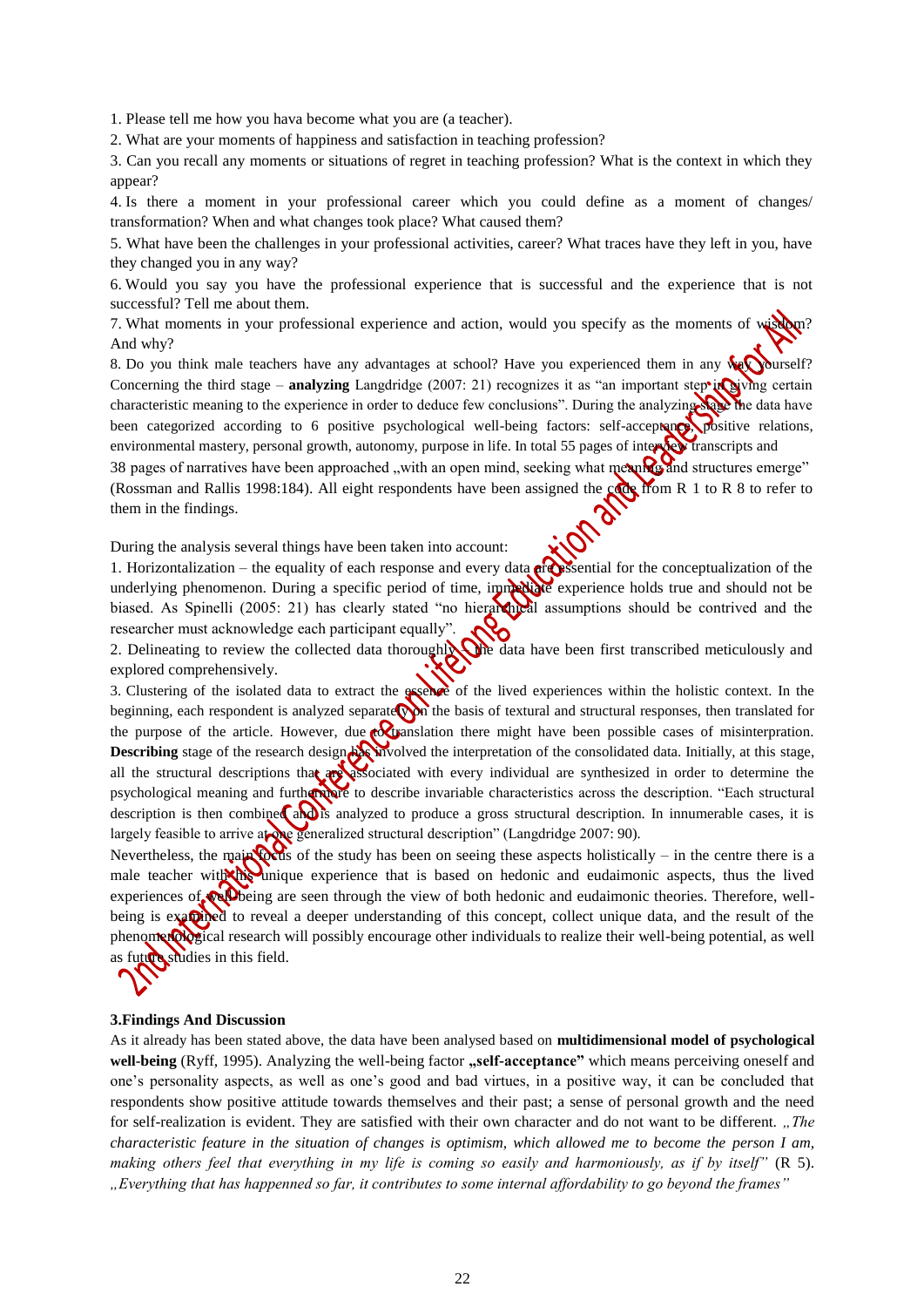1. Please tell me how you hava become what you are (a teacher).
2. What are your moments of happiness and satisfaction in teaching profession?
3. Can you recall any moments or situations of regret in teaching profession? What is the context in which they appear?
4. Is there a moment in your professional career which you could define as a moment of changes/ transformation? When and what changes took place? What caused them?
5. What have been the challenges in your professional activities, career? What traces have they left in you, have they changed you in any way?
6. Would you say you have the professional experience that is successful and the experience that is not successful? Tell me about them.
7. What moments in your professional experience and action, would you specify as the moments of wisdom? And why?
8. Do you think male teachers have any advantages at school? Have you experienced them in any way yourself?

Concerning the third stage – **analyzing** Langdridge (2007: 21) recognizes it as "an important step in giving certain characteristic meaning to the experience in order to deduce few conclusions". During the analyzing stage the data have been categorized according to 6 positive psychological well-being factors: self-acceptance, positive relations, environmental mastery, personal growth, autonomy, purpose in life. In total 55 pages of interview transcripts and 38 pages of narratives have been approached „with an open mind, seeking what meaning and structures emerge" (Rossman and Rallis 1998:184). All eight respondents have been assigned the code from R 1 to R 8 to refer to them in the findings.

During the analysis several things have been taken into account:

1. Horizontalization – the equality of each response and every data are essential for the conceptualization of the underlying phenomenon. During a specific period of time, immediate experience holds true and should not be biased. As Spinelli (2005: 21) has clearly stated "no hierarchical assumptions should be contrived and the researcher must acknowledge each participant equally".
2. Delineating to review the collected data thoroughly – the data have been first transcribed meticulously and explored comprehensively.
3. Clustering of the isolated data to extract the essence of the lived experiences within the holistic context. In the beginning, each respondent is analyzed separately on the basis of textural and structural responses, then translated for the purpose of the article. However, due to translation there might have been possible cases of misinterpretation.

**Describing** stage of the research design has involved the interpretation of the consolidated data. Initially, at this stage, all the structural descriptions that are associated with every individual are synthesized in order to determine the psychological meaning and furthermore to describe invariable characteristics across the description. "Each structural description is then combined and is analyzed to produce a gross structural description. In innumerable cases, it is largely feasible to arrive at one generalized structural description" (Langdridge 2007: 90).

Nevertheless, the main focus of the study has been on seeing these aspects holistically – in the centre there is a male teacher with his unique experience that is based on hedonic and eudaimonic aspects, thus the lived experiences of well-being are seen through the view of both hedonic and eudaimonic theories. Therefore, well-being is examined to reveal a deeper understanding of this concept, collect unique data, and the result of the phenomenological research will possibly encourage other individuals to realize their well-being potential, as well as future studies in this field.

## 3.Findings And Discussion

As it already has been stated above, the data have been analysed based on **multidimensional model of psychological well-being** (Ryff, 1995). Analyzing the well-being factor **„self-acceptance"** which means perceiving oneself and one's personality aspects, as well as one's good and bad virtues, in a positive way, it can be concluded that respondents show positive attitude towards themselves and their past; a sense of personal growth and the need for self-realization is evident. They are satisfied with their own character and do not want to be different. *„The characteristic feature in the situation of changes is optimism, which allowed me to become the person I am, making others feel that everything in my life is coming so easily and harmoniously, as if by itself"* (R 5). *„Everything that has happenned so far, it contributes to some internal affordability to go beyond the frames"*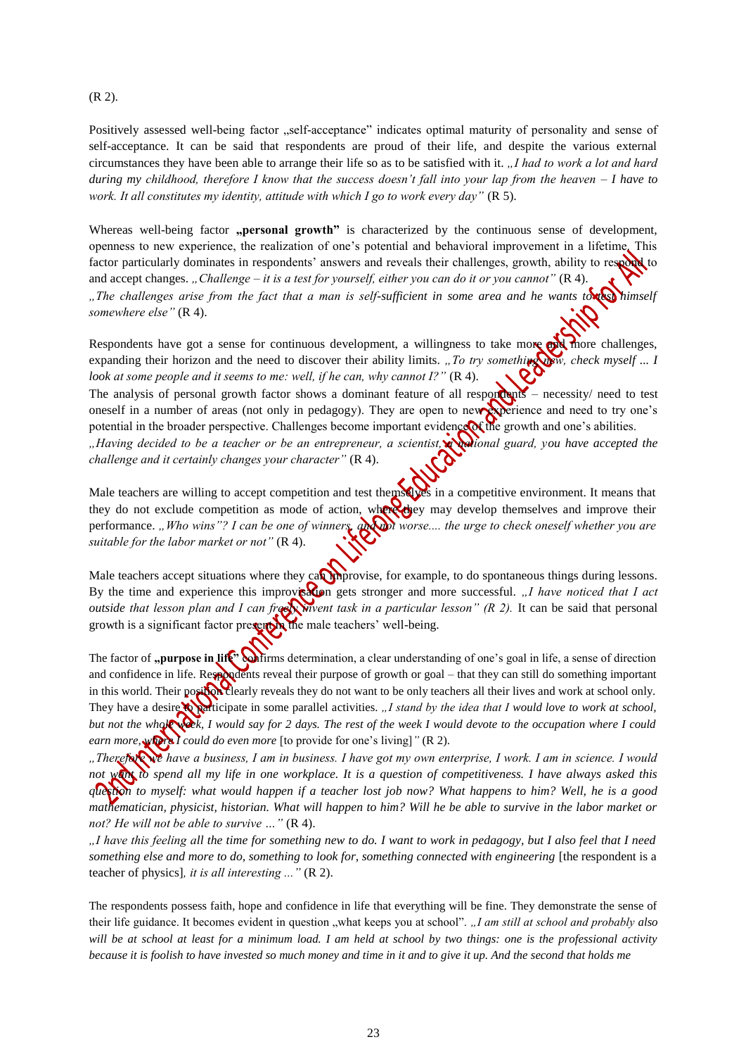(R 2).

Positively assessed well-being factor „self-acceptance" indicates optimal maturity of personality and sense of self-acceptance. It can be said that respondents are proud of their life, and despite the various external circumstances they have been able to arrange their life so as to be satisfied with it. *„I had to work a lot and hard during my childhood, therefore I know that the success doesn't fall into your lap from the heaven – I have to work. It all constitutes my identity, attitude with which I go to work every day"* (R 5).

Whereas well-being factor **„personal growth"** is characterized by the continuous sense of development, openness to new experience, the realization of one's potential and behavioral improvement in a lifetime. This factor particularly dominates in respondents' answers and reveals their challenges, growth, ability to respond to and accept changes. *„Challenge – it is a test for yourself, either you can do it or you cannot"* (R 4).
*„The challenges arise from the fact that a man is self-sufficient in some area and he wants to test himself somewhere else"* (R 4).

Respondents have got a sense for continuous development, a willingness to take more and more challenges, expanding their horizon and the need to discover their ability limits. *„To try something new, check myself ... I look at some people and it seems to me: well, if he can, why cannot I?"* (R 4).
The analysis of personal growth factor shows a dominant feature of all respondents – necessity/ need to test oneself in a number of areas (not only in pedagogy). They are open to new experience and need to try one's potential in the broader perspective. Challenges become important evidence of the growth and one's abilities.
*„Having decided to be a teacher or be an entrepreneur, a scientist, a national guard, you have accepted the challenge and it certainly changes your character"* (R 4).

Male teachers are willing to accept competition and test themselves in a competitive environment. It means that they do not exclude competition as mode of action, where they may develop themselves and improve their performance. *„Who wins"? I can be one of winners, and not worse.... the urge to check oneself whether you are suitable for the labor market or not"* (R 4).

Male teachers accept situations where they can improvise, for example, to do spontaneous things during lessons. By the time and experience this improvisation gets stronger and more successful. *„I have noticed that I act outside that lesson plan and I can freely invent task in a particular lesson" (R 2).* It can be said that personal growth is a significant factor present in the male teachers' well-being.

The factor of **„purpose in life"** confirms determination, a clear understanding of one's goal in life, a sense of direction and confidence in life. Respondents reveal their purpose of growth or goal – that they can still do something important in this world. Their position clearly reveals they do not want to be only teachers all their lives and work at school only. They have a desire to participate in some parallel activities. *„I stand by the idea that I would love to work at school, but not the whole week, I would say for 2 days. The rest of the week I would devote to the occupation where I could earn more, where I could do even more* [to provide for one's living]*"* (R 2).
*„Therefore we have a business, I am in business. I have got my own enterprise, I work. I am in science. I would not want to spend all my life in one workplace. It is a question of competitiveness. I have always asked this question to myself: what would happen if a teacher lost job now? What happens to him? Well, he is a good mathematician, physicist, historian. What will happen to him? Will he be able to survive in the labor market or not? He will not be able to survive ..."* (R 4).
*„I have this feeling all the time for something new to do. I want to work in pedagogy, but I also feel that I need something else and more to do, something to look for, something connected with engineering* [the respondent is a teacher of physics]*, it is all interesting ..."* (R 2).

The respondents possess faith, hope and confidence in life that everything will be fine. They demonstrate the sense of their life guidance. It becomes evident in question „what keeps you at school". *„I am still at school and probably also will be at school at least for a minimum load. I am held at school by two things: one is the professional activity because it is foolish to have invested so much money and time in it and to give it up. And the second that holds me*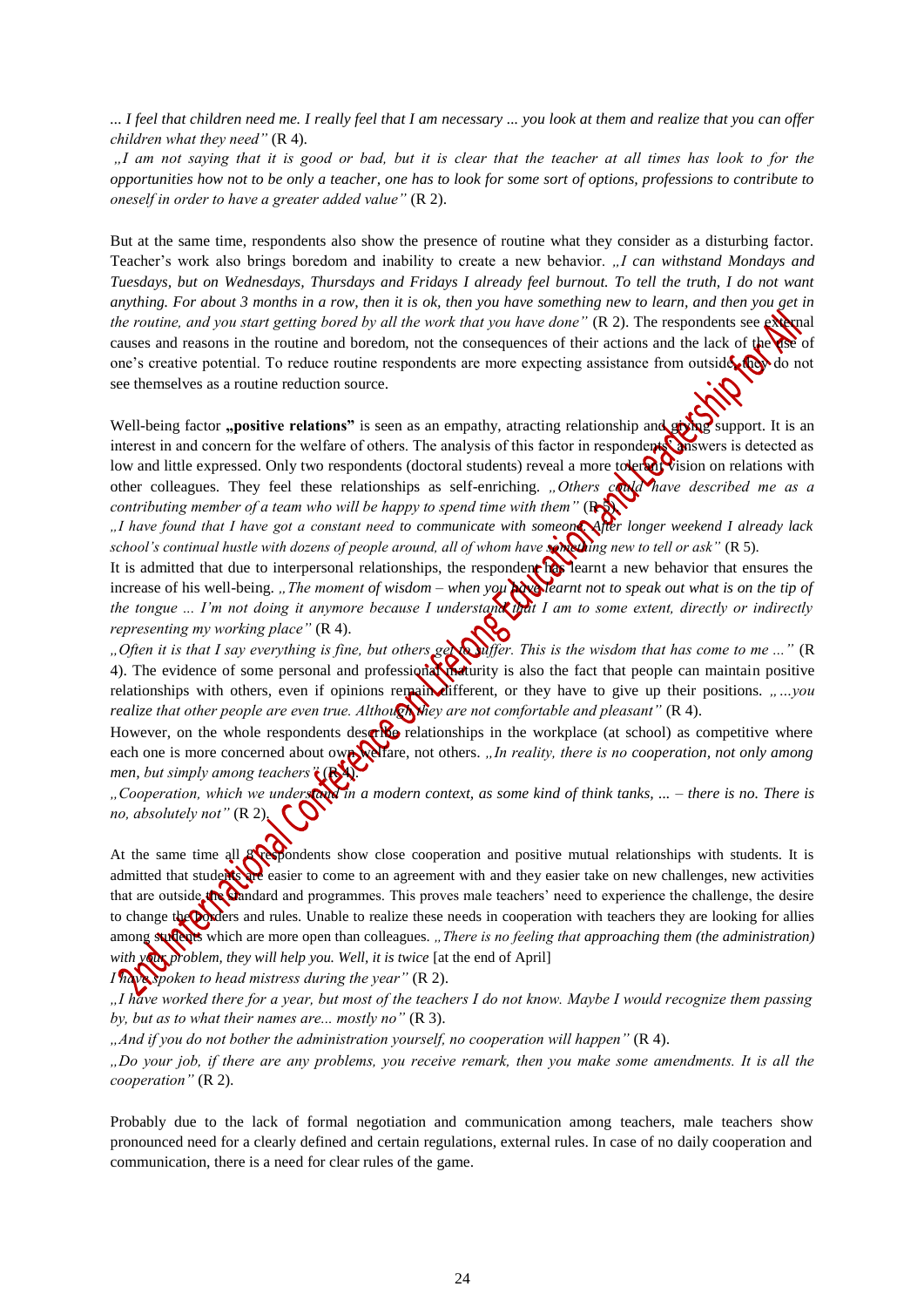*... I feel that children need me. I really feel that I am necessary ... you look at them and realize that you can offer children what they need"* (R 4).

*„I am not saying that it is good or bad, but it is clear that the teacher at all times has look to for the opportunities how not to be only a teacher, one has to look for some sort of options, professions to contribute to oneself in order to have a greater added value"* (R 2).

But at the same time, respondents also show the presence of routine what they consider as a disturbing factor. Teacher's work also brings boredom and inability to create a new behavior. *„I can withstand Mondays and Tuesdays, but on Wednesdays, Thursdays and Fridays I already feel burnout. To tell the truth, I do not want anything. For about 3 months in a row, then it is ok, then you have something new to learn, and then you get in the routine, and you start getting bored by all the work that you have done"* (R 2). The respondents see external causes and reasons in the routine and boredom, not the consequences of their actions and the lack of the use of one's creative potential. To reduce routine respondents are more expecting assistance from outside, they do not see themselves as a routine reduction source.

Well-being factor **„positive relations"** is seen as an empathy, atracting relationship and giving support. It is an interest in and concern for the welfare of others. The analysis of this factor in respondents' answers is detected as low and little expressed. Only two respondents (doctoral students) reveal a more tolerant vision on relations with other colleagues. They feel these relationships as self-enriching. *„Others could have described me as a contributing member of a team who will be happy to spend time with them"* (R 5).

*„I have found that I have got a constant need to communicate with someone. After longer weekend I already lack school's continual hustle with dozens of people around, all of whom have something new to tell or ask"* (R 5).

It is admitted that due to interpersonal relationships, the respondent has learnt a new behavior that ensures the increase of his well-being. *„The moment of wisdom – when you have learnt not to speak out what is on the tip of the tongue ... I'm not doing it anymore because I understand that I am to some extent, directly or indirectly representing my working place"* (R 4).

*„Often it is that I say everything is fine, but others get to suffer. This is the wisdom that has come to me ..."* (R 4). The evidence of some personal and professional maturity is also the fact that people can maintain positive relationships with others, even if opinions remain different, or they have to give up their positions. *„„...you realize that other people are even true. Although they are not comfortable and pleasant"* (R 4).

However, on the whole respondents describe relationships in the workplace (at school) as competitive where each one is more concerned about own welfare, not others. *„In reality, there is no cooperation, not only among men, but simply among teachers"* (R 4).

*„Cooperation, which we understand in a modern context, as some kind of think tanks, ... – there is no. There is no, absolutely not"* (R 2).

At the same time all 8 respondents show close cooperation and positive mutual relationships with students. It is admitted that students are easier to come to an agreement with and they easier take on new challenges, new activities that are outside the standard and programmes. This proves male teachers' need to experience the challenge, the desire to change the borders and rules. Unable to realize these needs in cooperation with teachers they are looking for allies among students which are more open than colleagues. *„There is no feeling that approaching them (the administration) with your problem, they will help you. Well, it is twice* [at the end of April]

*I have spoken to head mistress during the year"* (R 2).

*„I have worked there for a year, but most of the teachers I do not know. Maybe I would recognize them passing by, but as to what their names are... mostly no"* (R 3).

*„And if you do not bother the administration yourself, no cooperation will happen"* (R 4).

*„Do your job, if there are any problems, you receive remark, then you make some amendments. It is all the cooperation"* (R 2).

Probably due to the lack of formal negotiation and communication among teachers, male teachers show pronounced need for a clearly defined and certain regulations, external rules. In case of no daily cooperation and communication, there is a need for clear rules of the game.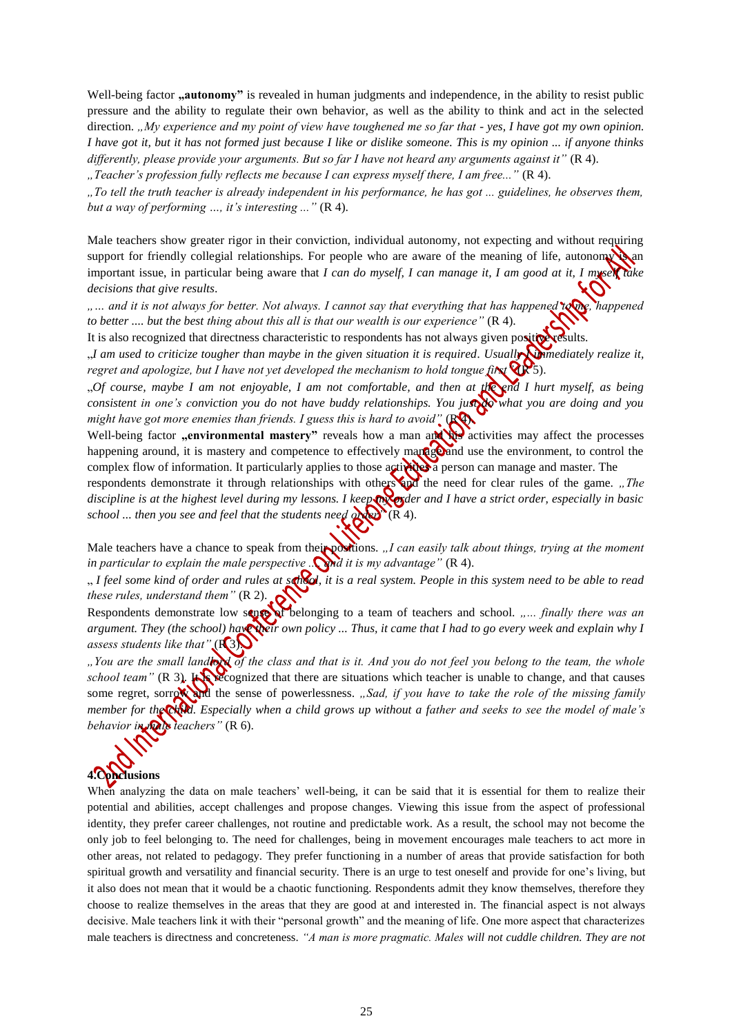Well-being factor **„autonomy"** is revealed in human judgments and independence, in the ability to resist public pressure and the ability to regulate their own behavior, as well as the ability to think and act in the selected direction. *„My experience and my point of view have toughened me so far that - yes, I have got my own opinion. I have got it, but it has not formed just because I like or dislike someone. This is my opinion ... if anyone thinks differently, please provide your arguments. But so far I have not heard any arguments against it"* (R 4).

*„Teacher's profession fully reflects me because I can express myself there, I am free..."* (R 4).

*„To tell the truth teacher is already independent in his performance, he has got ... guidelines, he observes them, but a way of performing ..., it's interesting ..."* (R 4).

Male teachers show greater rigor in their conviction, individual autonomy, not expecting and without requiring support for friendly collegial relationships. For people who are aware of the meaning of life, autonomy is an important issue, in particular being aware that *I can do myself, I can manage it, I am good at it, I myself take decisions that give results*.

*„... and it is not always for better. Not always. I cannot say that everything that has happened to me, happened to better .... but the best thing about this all is that our wealth is our experience"* (R 4).

It is also recognized that directness characteristic to respondents has not always given positive results.

*„I am used to criticize tougher than maybe in the given situation it is required. Usually I immediately realize it, regret and apologize, but I have not yet developed the mechanism to hold tongue first"* (R 5).

*„Of course, maybe I am not enjoyable, I am not comfortable, and then at the end I hurt myself, as being consistent in one's conviction you do not have buddy relationships. You just do what you are doing and you might have got more enemies than friends. I guess this is hard to avoid"* (R 4).

Well-being factor **„environmental mastery"** reveals how a man and his activities may affect the processes happening around, it is mastery and competence to effectively manage and use the environment, to control the complex flow of information. It particularly applies to those activities a person can manage and master. The respondents demonstrate it through relationships with others and the need for clear rules of the game. *„The discipline is at the highest level during my lessons. I keep my order and I have a strict order, especially in basic school ... then you see and feel that the students need order"* (R 4).

Male teachers have a chance to speak from their positions. *„I can easily talk about things, trying at the moment in particular to explain the male perspective ... and it is my advantage"* (R 4).

*„ I feel some kind of order and rules at school, it is a real system. People in this system need to be able to read these rules, understand them"* (R 2).

Respondents demonstrate low sense of belonging to a team of teachers and school. *„... finally there was an argument. They (the school) have their own policy ... Thus, it came that I had to go every week and explain why I assess students like that"* (R 3).

*„You are the small landlord of the class and that is it. And you do not feel you belong to the team, the whole school team"* (R 3). It is recognized that there are situations which teacher is unable to change, and that causes some regret, sorrow and the sense of powerlessness. *„Sad, if you have to take the role of the missing family member for the child. Especially when a child grows up without a father and seeks to see the model of male's behavior in male teachers"* (R 6).

## 4. Conclusions

When analyzing the data on male teachers' well-being, it can be said that it is essential for them to realize their potential and abilities, accept challenges and propose changes. Viewing this issue from the aspect of professional identity, they prefer career challenges, not routine and predictable work. As a result, the school may not become the only job to feel belonging to. The need for challenges, being in movement encourages male teachers to act more in other areas, not related to pedagogy. They prefer functioning in a number of areas that provide satisfaction for both spiritual growth and versatility and financial security. There is an urge to test oneself and provide for one's living, but it also does not mean that it would be a chaotic functioning. Respondents admit they know themselves, therefore they choose to realize themselves in the areas that they are good at and interested in. The financial aspect is not always decisive. Male teachers link it with their "personal growth" and the meaning of life. One more aspect that characterizes male teachers is directness and concreteness. *"A man is more pragmatic. Males will not cuddle children. They are not*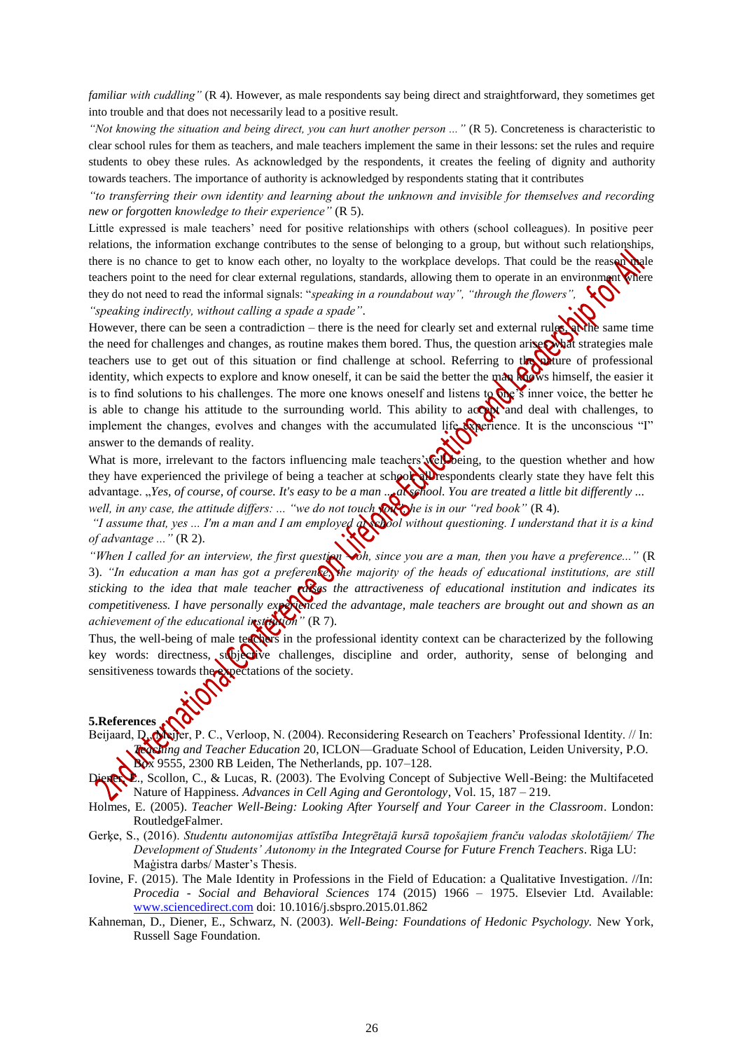*familiar with cuddling"* (R 4). However, as male respondents say being direct and straightforward, they sometimes get into trouble and that does not necessarily lead to a positive result.

*"Not knowing the situation and being direct, you can hurt another person ..."* (R 5). Concreteness is characteristic to clear school rules for them as teachers, and male teachers implement the same in their lessons: set the rules and require students to obey these rules. As acknowledged by the respondents, it creates the feeling of dignity and authority towards teachers. The importance of authority is acknowledged by respondents stating that it contributes

*"to transferring their own identity and learning about the unknown and invisible for themselves and recording new or forgotten knowledge to their experience"* (R 5).

Little expressed is male teachers' need for positive relationships with others (school colleagues). In positive peer relations, the information exchange contributes to the sense of belonging to a group, but without such relationships, there is no chance to get to know each other, no loyalty to the workplace develops. That could be the reason male teachers point to the need for clear external regulations, standards, allowing them to operate in an environment where they do not need to read the informal signals: "*speaking in a roundabout way", "through the flowers", "speaking indirectly, without calling a spade a spade"*.

However, there can be seen a contradiction – there is the need for clearly set and external rules, at the same time the need for challenges and changes, as routine makes them bored. Thus, the question arises what strategies male teachers use to get out of this situation or find challenge at school. Referring to the nature of professional identity, which expects to explore and know oneself, it can be said the better the man knows himself, the easier it is to find solutions to his challenges. The more one knows oneself and listens to one's inner voice, the better he is able to change his attitude to the surrounding world. This ability to accept and deal with challenges, to implement the changes, evolves and changes with the accumulated life experience. It is the unconscious "I" answer to the demands of reality.

What is more, irrelevant to the factors influencing male teachers' well-being, to the question whether and how they have experienced the privilege of being a teacher at school, all respondents clearly state they have felt this advantage. „*Yes, of course, of course. It's easy to be a man ... at school. You are treated a little bit differently ... well, in any case, the attitude differs: ... "we do not touch you, he is in our "red book"* (R 4).

*"I assume that, yes ... I'm a man and I am employed at school without questioning. I understand that it is a kind of advantage ..."* (R 2).

*"When I called for an interview, the first question – oh, since you are a man, then you have a preference..."* (R 3). *"In education a man has got a preference, the majority of the heads of educational institutions, are still sticking to the idea that male teacher raises the attractiveness of educational institution and indicates its competitiveness. I have personally experienced the advantage, male teachers are brought out and shown as an achievement of the educational institution"* (R 7).

Thus, the well-being of male teachers in the professional identity context can be characterized by the following key words: directness, subjective challenges, discipline and order, authority, sense of belonging and sensitiveness towards the expectations of the society.

## 5.References

Beijaard, D., Meijer, P. C., Verloop, N. (2004). Reconsidering Research on Teachers' Professional Identity. // In: *Teaching and Teacher Education* 20, ICLON—Graduate School of Education, Leiden University, P.O. Box 9555, 2300 RB Leiden, The Netherlands, pp. 107–128.

Diener, E., Scollon, C., & Lucas, R. (2003). The Evolving Concept of Subjective Well-Being: the Multifaceted Nature of Happiness. *Advances in Cell Aging and Gerontology*, Vol. 15, 187 – 219.

Holmes, E. (2005). *Teacher Well-Being: Looking After Yourself and Your Career in the Classroom*. London: RoutledgeFalmer.

Gerķe, S., (2016). *Studentu autonomijas attīstība Integrētajā kursā topošajiem franču valodas skolotājiem/ The Development of Students' Autonomy in the Integrated Course for Future French Teachers*. Riga LU: Maģistra darbs/ Master's Thesis.

Iovine, F. (2015). The Male Identity in Professions in the Field of Education: a Qualitative Investigation. //In: *Procedia - Social and Behavioral Sciences* 174 (2015) 1966 – 1975. Elsevier Ltd. Available: www.sciencedirect.com doi: 10.1016/j.sbspro.2015.01.862

Kahneman, D., Diener, E., Schwarz, N. (2003). *Well-Being: Foundations of Hedonic Psychology.* New York, Russell Sage Foundation.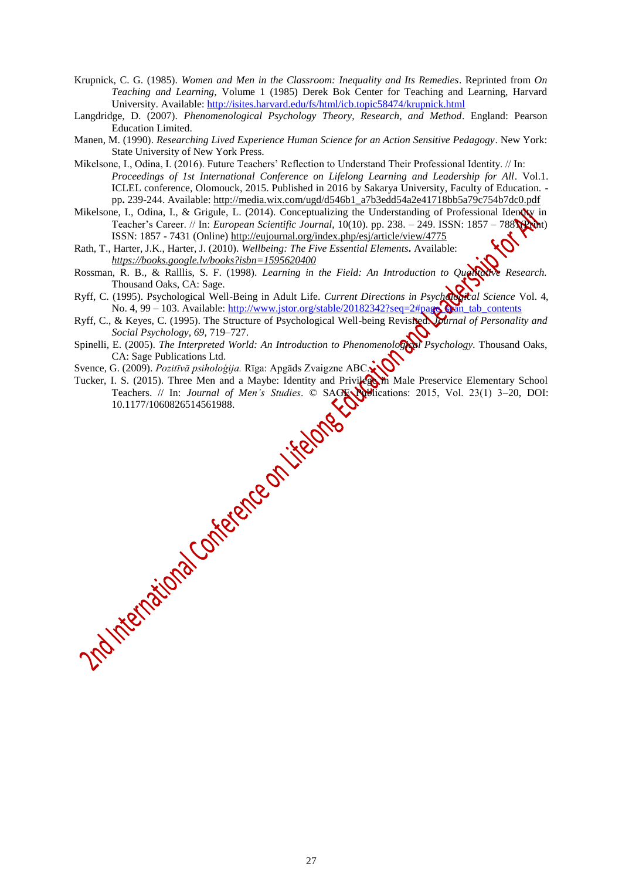Krupnick, C. G. (1985). *Women and Men in the Classroom: Inequality and Its Remedies*. Reprinted from *On Teaching and Learning*, Volume 1 (1985) Derek Bok Center for Teaching and Learning, Harvard University. Available: http://isites.harvard.edu/fs/html/icb.topic58474/krupnick.html

Langdridge, D. (2007). *Phenomenological Psychology Theory, Research, and Method*. England: Pearson Education Limited.

Manen, M. (1990). *Researching Lived Experience Human Science for an Action Sensitive Pedagogy*. New York: State University of New York Press.

Mikelsone, I., Odina, I. (2016). Future Teachers' Reflection to Understand Their Professional Identity. // In: *Proceedings of 1st International Conference on Lifelong Learning and Leadership for All*. Vol.1. ICLEL conference, Olomouck, 2015. Published in 2016 by Sakarya University, Faculty of Education. - pp. 239-244. Available: http://media.wix.com/ugd/d546b1_a7b3edd54a2e41718bb5a79c754b7dc0.pdf

Mikelsone, I., Odina, I., & Grigule, L. (2014). Conceptualizing the Understanding of Professional Identity in Teacher's Career. // In: *European Scientific Journal*, 10(10). pp. 238. – 249. ISSN: 1857 – 7881 (Print) ISSN: 1857 - 7431 (Online) http://eujournal.org/index.php/esj/article/view/4775

Rath, T., Harter, J.K., Harter, J. (2010). *Wellbeing: The Five Essential Elements*. Available: *https://books.google.lv/books?isbn=1595620400*

Rossman, R. B., & Ralllis, S. F. (1998). *Learning in the Field: An Introduction to Qualitative Research.* Thousand Oaks, CA: Sage.

Ryff, C. (1995). Psychological Well-Being in Adult Life. *Current Directions in Psychological Science* Vol. 4, No. 4, 99 – 103. Available: http://www.jstor.org/stable/20182342?seq=2#page_scan_tab_contents

Ryff, C., & Keyes, C. (1995). The Structure of Psychological Well-being Revisited. *Journal of Personality and Social Psychology, 69*, 719–727.

Spinelli, E. (2005). *The Interpreted World: An Introduction to Phenomenological Psychology*. Thousand Oaks, CA: Sage Publications Ltd.

Svence, G. (2009). *Pozitīvā psiholoģija.* Rīga: Apgāds Zvaigzne ABC.

Tucker, I. S. (2015). Three Men and a Maybe: Identity and Privilege in Male Preservice Elementary School Teachers. // In: *Journal of Men's Studies*. © SAGE Publications: 2015, Vol. 23(1) 3–20, DOI: 10.1177/1060826514561988.